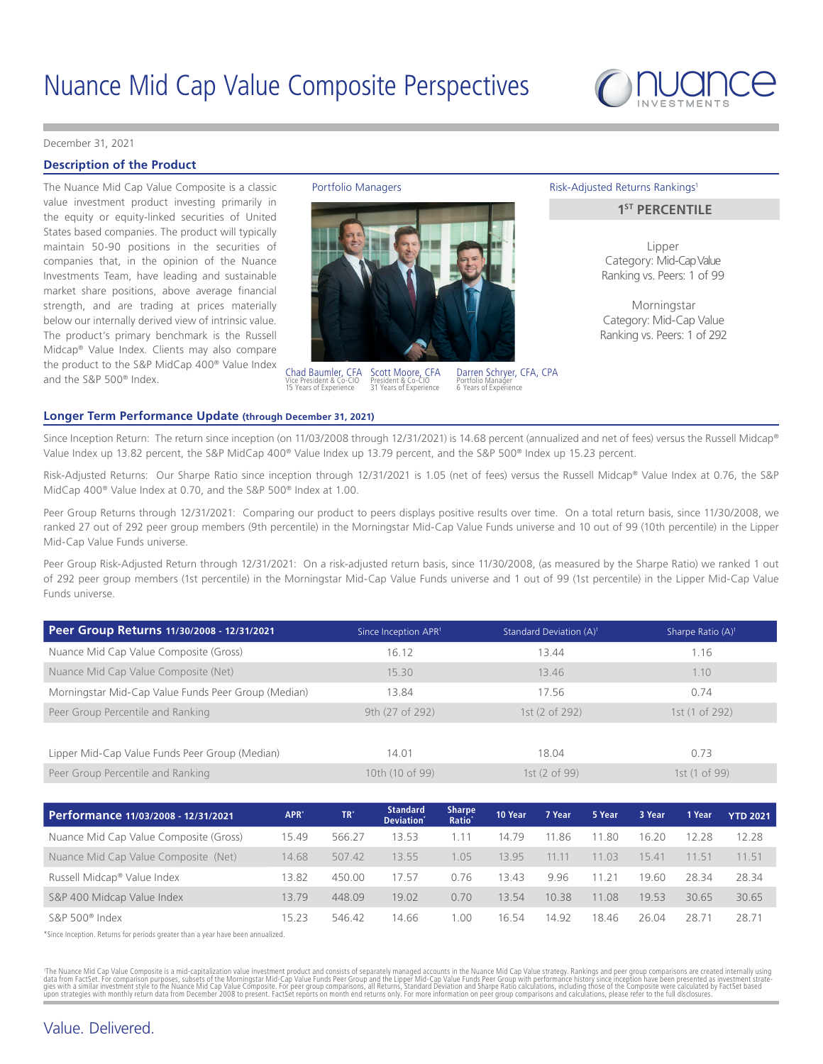# Nuance Mid Cap Value Composite Perspectives

December 31, 2021

## Description of the Product

The Nuance Mid Cap Value Composite is a classic value investment product investing primarily in the equity or equity-linked securities of United States based companies. The product will typically maintain 50-90 positions in the securities of companies that, in the opinion of the Nuance Investments Team, have leading and sustainable market share positions, above average financial strength, and are trading at prices materially below our internally derived view of intrinsic value. The product's primary benchmark is the Russell Midcap® Value Index. Clients may also compare the product to the S&P MidCap 400® Value Index and the S&P 500® Index.

**Portfolio Managers**

Chad Baumler, CFA
Vice President & Co-CIO
15 Years of Experience

Scott Moore, CFA
President & Co-CIO
31 Years of Experience

Darren Schryer, CFA, CPA
Portfolio Manager
6 Years of Experience

**Risk-Adjusted Returns Rankings[1]**

**1ST PERCENTILE**

Lipper
Category: Mid-Cap Value
Ranking vs. Peers: 1 of 99

Morningstar
Category: Mid-Cap Value
Ranking vs. Peers: 1 of 292

## Longer Term Performance Update (through December 31, 2021)

Since Inception Return: The return since inception (on 11/03/2008 through 12/31/2021) is 14.68 percent (annualized and net of fees) versus the Russell Midcap® Value Index up 13.82 percent, the S&P MidCap 400® Value Index up 13.79 percent, and the S&P 500® Index up 15.23 percent.

Risk-Adjusted Returns: Our Sharpe Ratio since inception through 12/31/2021 is 1.05 (net of fees) versus the Russell Midcap® Value Index at 0.76, the S&P MidCap 400® Value Index at 0.70, and the S&P 500® Index at 1.00.

Peer Group Returns through 12/31/2021: Comparing our product to peers displays positive results over time. On a total return basis, since 11/30/2008, we ranked 27 out of 292 peer group members (9th percentile) in the Morningstar Mid-Cap Value Funds universe and 10 out of 99 (10th percentile) in the Lipper Mid-Cap Value Funds universe.

Peer Group Risk-Adjusted Return through 12/31/2021: On a risk-adjusted return basis, since 11/30/2008, (as measured by the Sharpe Ratio) we ranked 1 out of 292 peer group members (1st percentile) in the Morningstar Mid-Cap Value Funds universe and 1 out of 99 (1st percentile) in the Lipper Mid-Cap Value Funds universe.

| Peer Group Returns 11/30/2008 - 12/31/2021 | Since Inception APR[1] | Standard Deviation (A)[1] | Sharpe Ratio (A)[1] |
|---|---|---|---|
| Nuance Mid Cap Value Composite (Gross) | 16.12 | 13.44 | 1.16 |
| Nuance Mid Cap Value Composite (Net) | 15.30 | 13.46 | 1.10 |
| Morningstar Mid-Cap Value Funds Peer Group (Median) | 13.84 | 17.56 | 0.74 |
| Peer Group Percentile and Ranking | 9th (27 of 292) | 1st (2 of 292) | 1st (1 of 292) |
| Lipper Mid-Cap Value Funds Peer Group (Median) | 14.01 | 18.04 | 0.73 |
| Peer Group Percentile and Ranking | 10th (10 of 99) | 1st (2 of 99) | 1st (1 of 99) |

| Performance 11/03/2008 - 12/31/2021 | APR* | TR* | Standard Deviation* | Sharpe Ratio* | 10 Year | 7 Year | 5 Year | 3 Year | 1 Year | YTD 2021 |
|---|---|---|---|---|---|---|---|---|---|---|
| Nuance Mid Cap Value Composite (Gross) | 15.49 | 566.27 | 13.53 | 1.11 | 14.79 | 11.86 | 11.80 | 16.20 | 12.28 | 12.28 |
| Nuance Mid Cap Value Composite (Net) | 14.68 | 507.42 | 13.55 | 1.05 | 13.95 | 11.11 | 11.03 | 15.41 | 11.51 | 11.51 |
| Russell Midcap® Value Index | 13.82 | 450.00 | 17.57 | 0.76 | 13.43 | 9.96 | 11.21 | 19.60 | 28.34 | 28.34 |
| S&P 400 Midcap Value Index | 13.79 | 448.09 | 19.02 | 0.70 | 13.54 | 10.38 | 11.08 | 19.53 | 30.65 | 30.65 |
| S&P 500® Index | 15.23 | 546.42 | 14.66 | 1.00 | 16.54 | 14.92 | 18.46 | 26.04 | 28.71 | 28.71 |

*Since Inception. Returns for periods greater than a year have been annualized.

[1]The Nuance Mid Cap Value Composite is a mid-capitalization value investment product and consists of separately managed accounts in the Nuance Mid Cap Value strategy. Rankings and peer group comparisons are created internally using data from FactSet. For comparison purposes, subsets of the Morningstar Mid-Cap Value Funds Peer Group and the Lipper Mid-Cap Value Funds Peer Group with performance history since inception have been presented as investment strategies with a similar investment style to the Nuance Mid Cap Value Composite. For peer group comparisons, all Returns, Standard Deviation and Sharpe Ratio calculations, including those of the Composite were calculated by FactSet based upon strategies with monthly return data from December 2008 to present. FactSet reports on month end returns only. For more information on peer group comparisons and calculations, please refer to the full disclosures.

Value. Delivered.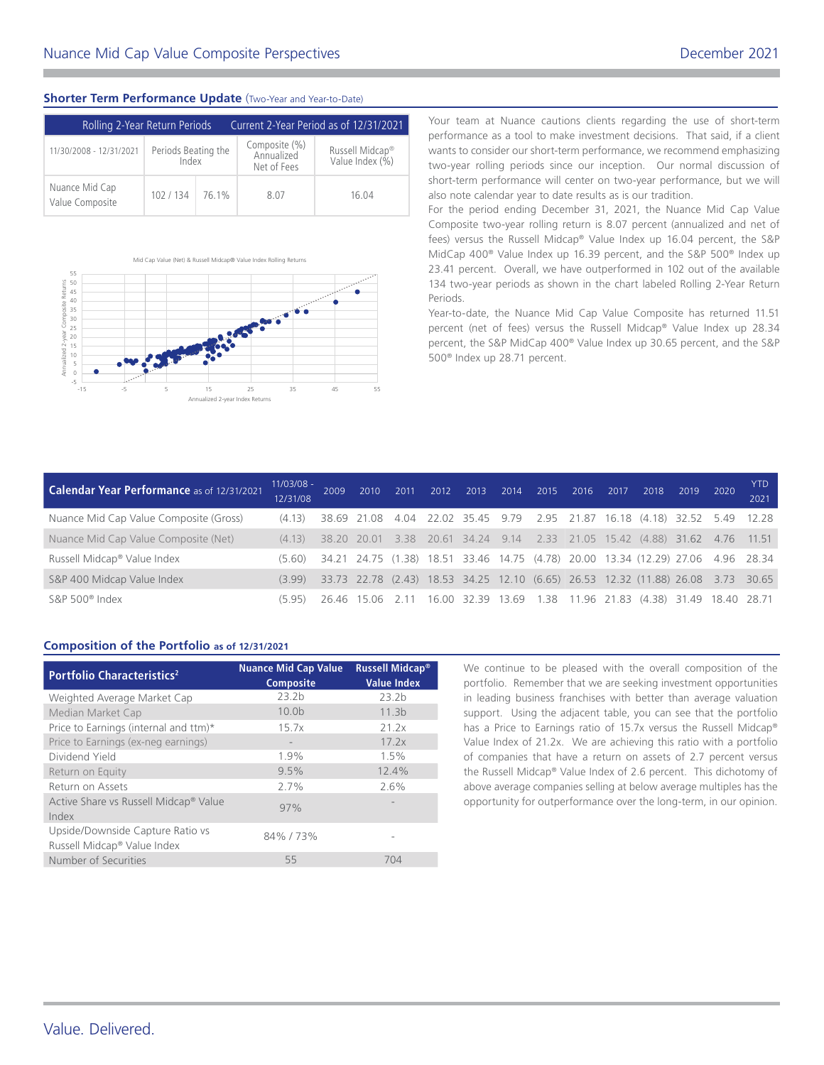## Shorter Term Performance Update (Two-Year and Year-to-Date)

| Rolling 2-Year Return Periods | | | Current 2-Year Period as of 12/31/2021 | |
|---|---|---|---|---|
| 11/30/2008 - 12/31/2021 | Periods Beating the Index | | Composite (%) Annualized Net of Fees | Russell Midcap® Value Index (%) |
| Nuance Mid Cap Value Composite | 102 / 134 | 76.1% | 8.07 | 16.04 |

Mid Cap Value (Net) & Russell Midcap® Value Index Rolling Returns

Your team at Nuance cautions clients regarding the use of short-term performance as a tool to make investment decisions. That said, if a client wants to consider our short-term performance, we recommend emphasizing two-year rolling periods since our inception. Our normal discussion of short-term performance will center on two-year performance, but we will also note calendar year to date results as is our tradition.

For the period ending December 31, 2021, the Nuance Mid Cap Value Composite two-year rolling return is 8.07 percent (annualized and net of fees) versus the Russell Midcap® Value Index up 16.04 percent, the S&P MidCap 400® Value Index up 16.39 percent, and the S&P 500® Index up 23.41 percent. Overall, we have outperformed in 102 out of the available 134 two-year periods as shown in the chart labeled Rolling 2-Year Return Periods.

Year-to-date, the Nuance Mid Cap Value Composite has returned 11.51 percent (net of fees) versus the Russell Midcap® Value Index up 28.34 percent, the S&P MidCap 400® Value Index up 30.65 percent, and the S&P 500® Index up 28.71 percent.

| Calendar Year Performance as of 12/31/2021 | 11/03/08 - 12/31/08 | 2009 | 2010 | 2011 | 2012 | 2013 | 2014 | 2015 | 2016 | 2017 | 2018 | 2019 | 2020 | YTD 2021 |
|---|---|---|---|---|---|---|---|---|---|---|---|---|---|---|
| Nuance Mid Cap Value Composite (Gross) | (4.13) | 38.69 | 21.08 | 4.04 | 22.02 | 35.45 | 9.79 | 2.95 | 21.87 | 16.18 | (4.18) | 32.52 | 5.49 | 12.28 |
| Nuance Mid Cap Value Composite (Net) | (4.13) | 38.20 | 20.01 | 3.38 | 20.61 | 34.24 | 9.14 | 2.33 | 21.05 | 15.42 | (4.88) | 31.62 | 4.76 | 11.51 |
| Russell Midcap® Value Index | (5.60) | 34.21 | 24.75 | (1.38) | 18.51 | 33.46 | 14.75 | (4.78) | 20.00 | 13.34 | (12.29) | 27.06 | 4.96 | 28.34 |
| S&P 400 Midcap Value Index | (3.99) | 33.73 | 22.78 | (2.43) | 18.53 | 34.25 | 12.10 | (6.65) | 26.53 | 12.32 | (11.88) | 26.08 | 3.73 | 30.65 |
| S&P 500® Index | (5.95) | 26.46 | 15.06 | 2.11 | 16.00 | 32.39 | 13.69 | 1.38 | 11.96 | 21.83 | (4.38) | 31.49 | 18.40 | 28.71 |

## Composition of the Portfolio as of 12/31/2021

| Portfolio Characteristics[2] | Nuance Mid Cap Value Composite | Russell Midcap® Value Index |
|---|---|---|
| Weighted Average Market Cap | 23.2b | 23.2b |
| Median Market Cap | 10.0b | 11.3b |
| Price to Earnings (internal and ttm)* | 15.7x | 21.2x |
| Price to Earnings (ex-neg earnings) | - | 17.2x |
| Dividend Yield | 1.9% | 1.5% |
| Return on Equity | 9.5% | 12.4% |
| Return on Assets | 2.7% | 2.6% |
| Active Share vs Russell Midcap® Value Index | 97% | - |
| Upside/Downside Capture Ratio vs Russell Midcap® Value Index | 84% / 73% | - |
| Number of Securities | 55 | 704 |

We continue to be pleased with the overall composition of the portfolio. Remember that we are seeking investment opportunities in leading business franchises with better than average valuation support. Using the adjacent table, you can see that the portfolio has a Price to Earnings ratio of 15.7x versus the Russell Midcap® Value Index of 21.2x. We are achieving this ratio with a portfolio of companies that have a return on assets of 2.7 percent versus the Russell Midcap® Value Index of 2.6 percent. This dichotomy of above average companies selling at below average multiples has the opportunity for outperformance over the long-term, in our opinion.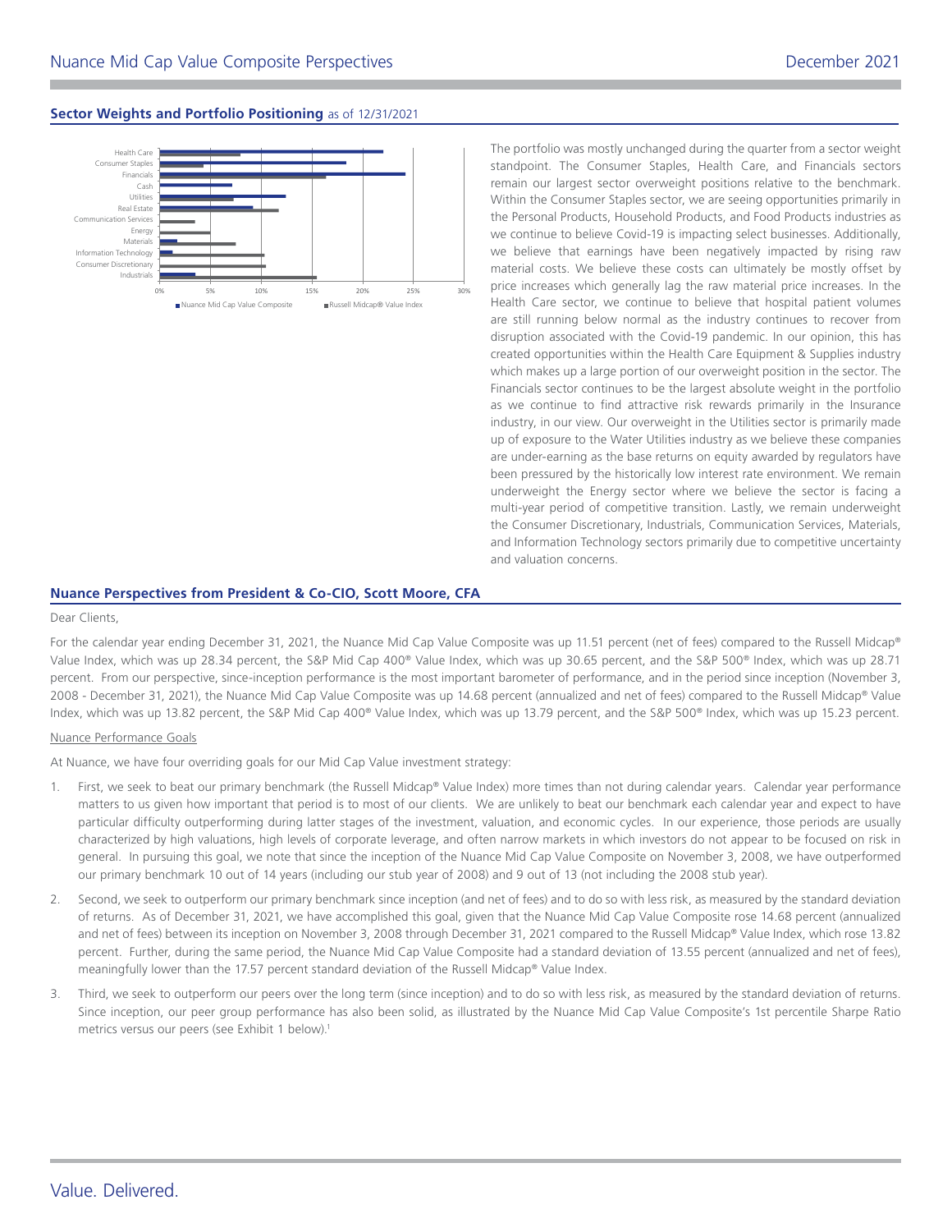## Sector Weights and Portfolio Positioning as of 12/31/2021

The portfolio was mostly unchanged during the quarter from a sector weight standpoint. The Consumer Staples, Health Care, and Financials sectors remain our largest sector overweight positions relative to the benchmark. Within the Consumer Staples sector, we are seeing opportunities primarily in the Personal Products, Household Products, and Food Products industries as we continue to believe Covid-19 is impacting select businesses. Additionally, we believe that earnings have been negatively impacted by rising raw material costs. We believe these costs can ultimately be mostly offset by price increases which generally lag the raw material price increases. In the Health Care sector, we continue to believe that hospital patient volumes are still running below normal as the industry continues to recover from disruption associated with the Covid-19 pandemic. In our opinion, this has created opportunities within the Health Care Equipment & Supplies industry which makes up a large portion of our overweight position in the sector. The Financials sector continues to be the largest absolute weight in the portfolio as we continue to find attractive risk rewards primarily in the Insurance industry, in our view. Our overweight in the Utilities sector is primarily made up of exposure to the Water Utilities industry as we believe these companies are under-earning as the base returns on equity awarded by regulators have been pressured by the historically low interest rate environment. We remain underweight the Energy sector where we believe the sector is facing a multi-year period of competitive transition. Lastly, we remain underweight the Consumer Discretionary, Industrials, Communication Services, Materials, and Information Technology sectors primarily due to competitive uncertainty and valuation concerns.

## Nuance Perspectives from President & Co-CIO, Scott Moore, CFA

Dear Clients,

For the calendar year ending December 31, 2021, the Nuance Mid Cap Value Composite was up 11.51 percent (net of fees) compared to the Russell Midcap® Value Index, which was up 28.34 percent, the S&P Mid Cap 400® Value Index, which was up 30.65 percent, and the S&P 500® Index, which was up 28.71 percent. From our perspective, since-inception performance is the most important barometer of performance, and in the period since inception (November 3, 2008 - December 31, 2021), the Nuance Mid Cap Value Composite was up 14.68 percent (annualized and net of fees) compared to the Russell Midcap® Value Index, which was up 13.82 percent, the S&P Mid Cap 400® Value Index, which was up 13.79 percent, and the S&P 500® Index, which was up 15.23 percent.

### Nuance Performance Goals

At Nuance, we have four overriding goals for our Mid Cap Value investment strategy:

1. First, we seek to beat our primary benchmark (the Russell Midcap® Value Index) more times than not during calendar years. Calendar year performance matters to us given how important that period is to most of our clients. We are unlikely to beat our benchmark each calendar year and expect to have particular difficulty outperforming during latter stages of the investment, valuation, and economic cycles. In our experience, those periods are usually characterized by high valuations, high levels of corporate leverage, and often narrow markets in which investors do not appear to be focused on risk in general. In pursuing this goal, we note that since the inception of the Nuance Mid Cap Value Composite on November 3, 2008, we have outperformed our primary benchmark 10 out of 14 years (including our stub year of 2008) and 9 out of 13 (not including the 2008 stub year).

2. Second, we seek to outperform our primary benchmark since inception (and net of fees) and to do so with less risk, as measured by the standard deviation of returns. As of December 31, 2021, we have accomplished this goal, given that the Nuance Mid Cap Value Composite rose 14.68 percent (annualized and net of fees) between its inception on November 3, 2008 through December 31, 2021 compared to the Russell Midcap® Value Index, which rose 13.82 percent. Further, during the same period, the Nuance Mid Cap Value Composite had a standard deviation of 13.55 percent (annualized and net of fees), meaningfully lower than the 17.57 percent standard deviation of the Russell Midcap® Value Index.

3. Third, we seek to outperform our peers over the long term (since inception) and to do so with less risk, as measured by the standard deviation of returns. Since inception, our peer group performance has also been solid, as illustrated by the Nuance Mid Cap Value Composite's 1st percentile Sharpe Ratio metrics versus our peers (see Exhibit 1 below).[1]

Value. Delivered.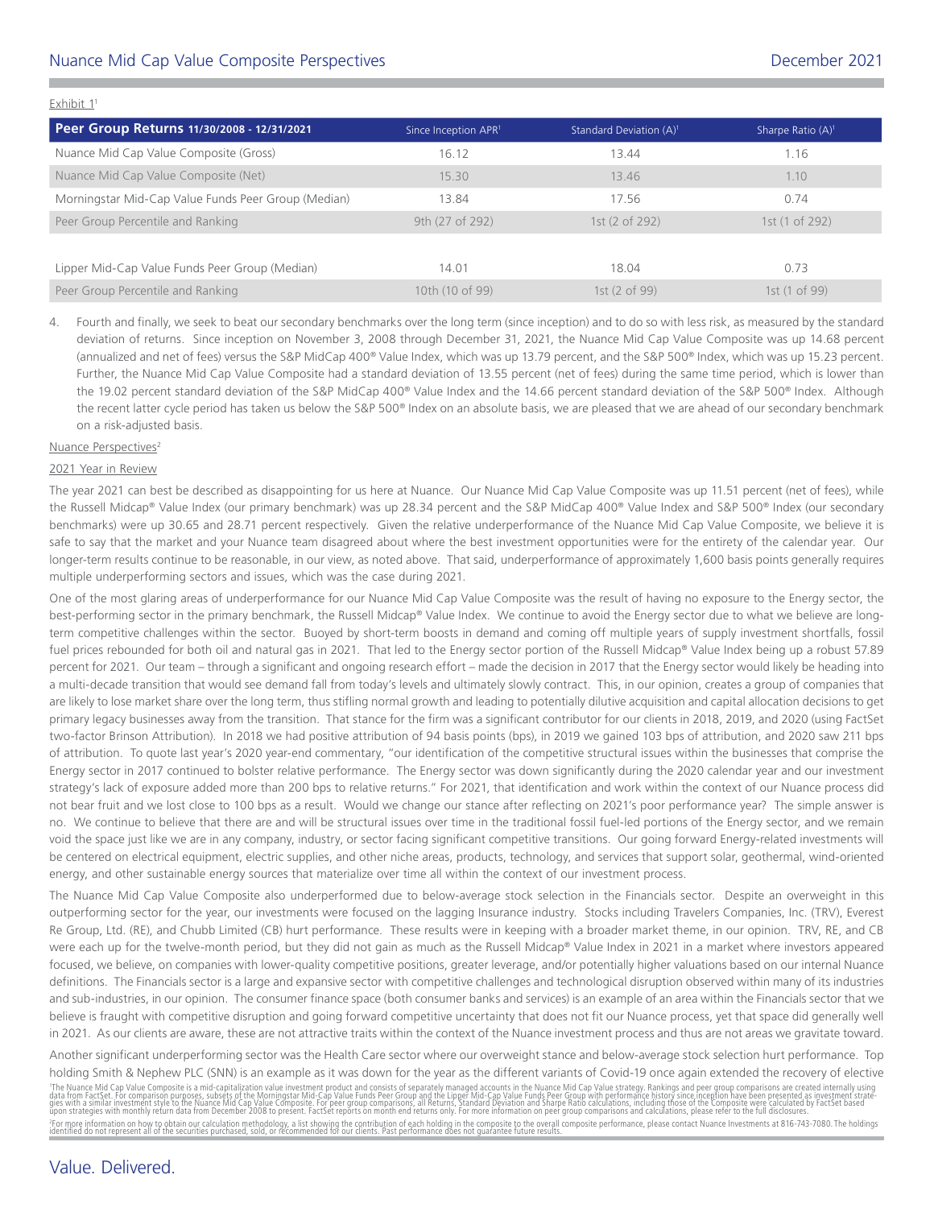Exhibit 1[1]

| Peer Group Returns 11/30/2008 - 12/31/2021 | Since Inception APR[1] | Standard Deviation (A)[1] | Sharpe Ratio (A)[1] |
|---|---|---|---|
| Nuance Mid Cap Value Composite (Gross) | 16.12 | 13.44 | 1.16 |
| Nuance Mid Cap Value Composite (Net) | 15.30 | 13.46 | 1.10 |
| Morningstar Mid-Cap Value Funds Peer Group (Median) | 13.84 | 17.56 | 0.74 |
| Peer Group Percentile and Ranking | 9th (27 of 292) | 1st (2 of 292) | 1st (1 of 292) |
| | | | |
| Lipper Mid-Cap Value Funds Peer Group (Median) | 14.01 | 18.04 | 0.73 |
| Peer Group Percentile and Ranking | 10th (10 of 99) | 1st (2 of 99) | 1st (1 of 99) |

4. Fourth and finally, we seek to beat our secondary benchmarks over the long term (since inception) and to do so with less risk, as measured by the standard deviation of returns. Since inception on November 3, 2008 through December 31, 2021, the Nuance Mid Cap Value Composite was up 14.68 percent (annualized and net of fees) versus the S&P MidCap 400® Value Index, which was up 13.79 percent, and the S&P 500® Index, which was up 15.23 percent. Further, the Nuance Mid Cap Value Composite had a standard deviation of 13.55 percent (net of fees) during the same time period, which is lower than the 19.02 percent standard deviation of the S&P MidCap 400® Value Index and the 14.66 percent standard deviation of the S&P 500® Index. Although the recent latter cycle period has taken us below the S&P 500® Index on an absolute basis, we are pleased that we are ahead of our secondary benchmark on a risk-adjusted basis.

Nuance Perspectives[2]

2021 Year in Review

The year 2021 can best be described as disappointing for us here at Nuance. Our Nuance Mid Cap Value Composite was up 11.51 percent (net of fees), while the Russell Midcap® Value Index (our primary benchmark) was up 28.34 percent and the S&P MidCap 400® Value Index and S&P 500® Index (our secondary benchmarks) were up 30.65 and 28.71 percent respectively. Given the relative underperformance of the Nuance Mid Cap Value Composite, we believe it is safe to say that the market and your Nuance team disagreed about where the best investment opportunities were for the entirety of the calendar year. Our longer-term results continue to be reasonable, in our view, as noted above. That said, underperformance of approximately 1,600 basis points generally requires multiple underperforming sectors and issues, which was the case during 2021.

One of the most glaring areas of underperformance for our Nuance Mid Cap Value Composite was the result of having no exposure to the Energy sector, the best-performing sector in the primary benchmark, the Russell Midcap® Value Index. We continue to avoid the Energy sector due to what we believe are long-term competitive challenges within the sector. Buoyed by short-term boosts in demand and coming off multiple years of supply investment shortfalls, fossil fuel prices rebounded for both oil and natural gas in 2021. That led to the Energy sector portion of the Russell Midcap® Value Index being up a robust 57.89 percent for 2021. Our team – through a significant and ongoing research effort – made the decision in 2017 that the Energy sector would likely be heading into a multi-decade transition that would see demand fall from today's levels and ultimately slowly contract. This, in our opinion, creates a group of companies that are likely to lose market share over the long term, thus stifling normal growth and leading to potentially dilutive acquisition and capital allocation decisions to get primary legacy businesses away from the transition. That stance for the firm was a significant contributor for our clients in 2018, 2019, and 2020 (using FactSet two-factor Brinson Attribution). In 2018 we had positive attribution of 94 basis points (bps), in 2019 we gained 103 bps of attribution, and 2020 saw 211 bps of attribution. To quote last year's 2020 year-end commentary, "our identification of the competitive structural issues within the businesses that comprise the Energy sector in 2017 continued to bolster relative performance. The Energy sector was down significantly during the 2020 calendar year and our investment strategy's lack of exposure added more than 200 bps to relative returns." For 2021, that identification and work within the context of our Nuance process did not bear fruit and we lost close to 100 bps as a result. Would we change our stance after reflecting on 2021's poor performance year? The simple answer is no. We continue to believe that there are and will be structural issues over time in the traditional fossil fuel-led portions of the Energy sector, and we remain void the space just like we are in any company, industry, or sector facing significant competitive transitions. Our going forward Energy-related investments will be centered on electrical equipment, electric supplies, and other niche areas, products, technology, and services that support solar, geothermal, wind-oriented energy, and other sustainable energy sources that materialize over time all within the context of our investment process.

The Nuance Mid Cap Value Composite also underperformed due to below-average stock selection in the Financials sector. Despite an overweight in this outperforming sector for the year, our investments were focused on the lagging Insurance industry. Stocks including Travelers Companies, Inc. (TRV), Everest Re Group, Ltd. (RE), and Chubb Limited (CB) hurt performance. These results were in keeping with a broader market theme, in our opinion. TRV, RE, and CB were each up for the twelve-month period, but they did not gain as much as the Russell Midcap® Value Index in 2021 in a market where investors appeared focused, we believe, on companies with lower-quality competitive positions, greater leverage, and/or potentially higher valuations based on our internal Nuance definitions. The Financials sector is a large and expansive sector with competitive challenges and technological disruption observed within many of its industries and sub-industries, in our opinion. The consumer finance space (both consumer banks and services) is an example of an area within the Financials sector that we believe is fraught with competitive disruption and going forward competitive uncertainty that does not fit our Nuance process, yet that space did generally well in 2021. As our clients are aware, these are not attractive traits within the context of the Nuance investment process and thus are not areas we gravitate toward.

Another significant underperforming sector was the Health Care sector where our overweight stance and below-average stock selection hurt performance. Top holding Smith & Nephew PLC (SNN) is an example as it was down for the year as the different variants of Covid-19 once again extended the recovery of elective

[1]The Nuance Mid Cap Value Composite is a mid-capitalization value investment product and consists of separately managed accounts in the Nuance Mid Cap Value strategy. Rankings and peer group comparisons are created internally using data from FactSet. For comparison purposes, subsets of the Morningstar Mid-Cap Value Funds Peer Group and the Lipper Mid-Cap Value Funds Peer Group with performance history since inception have been presented as investment strategies with a similar investment style to the Nuance Mid Cap Value Composite. For peer group comparisons, all Returns, Standard Deviation and Sharpe Ratio calculations, including those of the Composite were calculated by FactSet based upon strategies with monthly return data from December 2008 to present. FactSet reports on month end returns only. For more information on peer group comparisons and calculations, please refer to the full disclosures.

[2]For more information on how to obtain our calculation methodology, a list showing the contribution of each holding in the composite to the overall composite performance, please contact Nuance Investments at 816-743-7080. The holdings identified do not represent all of the securities purchased, sold, or recommended for our clients. Past performance does not guarantee future results.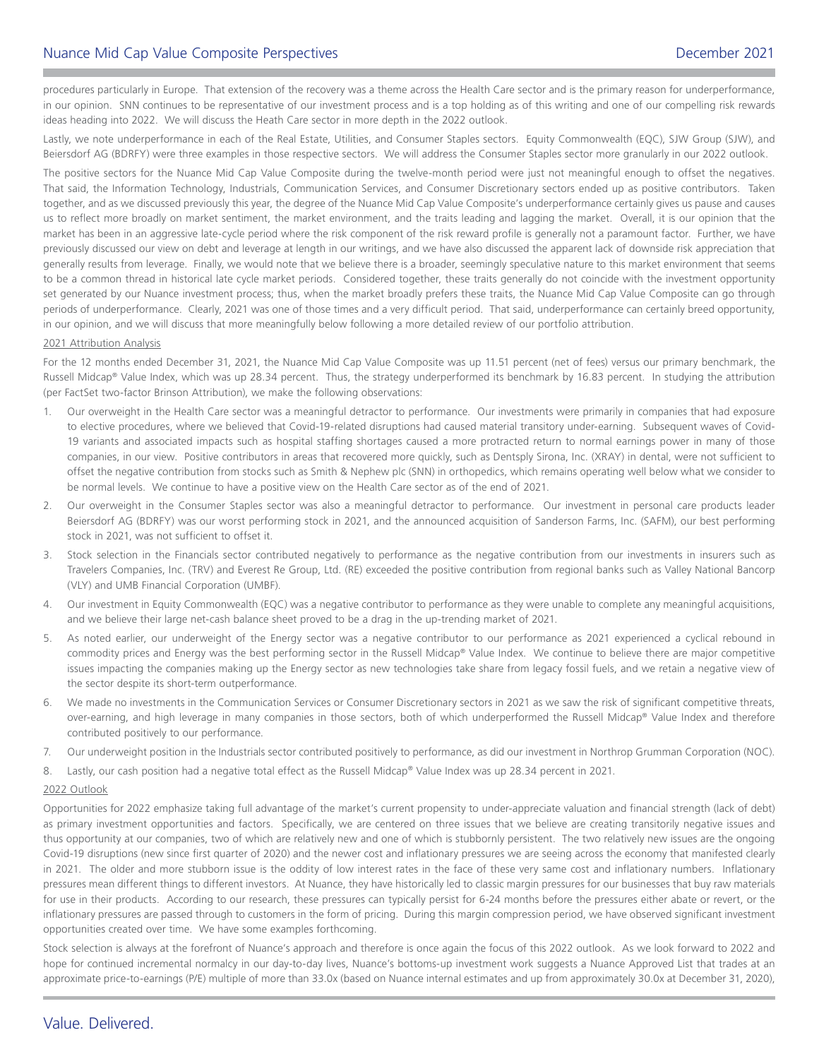procedures particularly in Europe. That extension of the recovery was a theme across the Health Care sector and is the primary reason for underperformance, in our opinion. SNN continues to be representative of our investment process and is a top holding as of this writing and one of our compelling risk rewards ideas heading into 2022. We will discuss the Heath Care sector in more depth in the 2022 outlook.

Lastly, we note underperformance in each of the Real Estate, Utilities, and Consumer Staples sectors. Equity Commonwealth (EQC), SJW Group (SJW), and Beiersdorf AG (BDRFY) were three examples in those respective sectors. We will address the Consumer Staples sector more granularly in our 2022 outlook.

The positive sectors for the Nuance Mid Cap Value Composite during the twelve-month period were just not meaningful enough to offset the negatives. That said, the Information Technology, Industrials, Communication Services, and Consumer Discretionary sectors ended up as positive contributors. Taken together, and as we discussed previously this year, the degree of the Nuance Mid Cap Value Composite's underperformance certainly gives us pause and causes us to reflect more broadly on market sentiment, the market environment, and the traits leading and lagging the market. Overall, it is our opinion that the market has been in an aggressive late-cycle period where the risk component of the risk reward profile is generally not a paramount factor. Further, we have previously discussed our view on debt and leverage at length in our writings, and we have also discussed the apparent lack of downside risk appreciation that generally results from leverage. Finally, we would note that we believe there is a broader, seemingly speculative nature to this market environment that seems to be a common thread in historical late cycle market periods. Considered together, these traits generally do not coincide with the investment opportunity set generated by our Nuance investment process; thus, when the market broadly prefers these traits, the Nuance Mid Cap Value Composite can go through periods of underperformance. Clearly, 2021 was one of those times and a very difficult period. That said, underperformance can certainly breed opportunity, in our opinion, and we will discuss that more meaningfully below following a more detailed review of our portfolio attribution.

## 2021 Attribution Analysis

For the 12 months ended December 31, 2021, the Nuance Mid Cap Value Composite was up 11.51 percent (net of fees) versus our primary benchmark, the Russell Midcap® Value Index, which was up 28.34 percent. Thus, the strategy underperformed its benchmark by 16.83 percent. In studying the attribution (per FactSet two-factor Brinson Attribution), we make the following observations:

1. Our overweight in the Health Care sector was a meaningful detractor to performance. Our investments were primarily in companies that had exposure to elective procedures, where we believed that Covid-19-related disruptions had caused material transitory under-earning. Subsequent waves of Covid-19 variants and associated impacts such as hospital staffing shortages caused a more protracted return to normal earnings power in many of those companies, in our view. Positive contributors in areas that recovered more quickly, such as Dentsply Sirona, Inc. (XRAY) in dental, were not sufficient to offset the negative contribution from stocks such as Smith & Nephew plc (SNN) in orthopedics, which remains operating well below what we consider to be normal levels. We continue to have a positive view on the Health Care sector as of the end of 2021.
2. Our overweight in the Consumer Staples sector was also a meaningful detractor to performance. Our investment in personal care products leader Beiersdorf AG (BDRFY) was our worst performing stock in 2021, and the announced acquisition of Sanderson Farms, Inc. (SAFM), our best performing stock in 2021, was not sufficient to offset it.
3. Stock selection in the Financials sector contributed negatively to performance as the negative contribution from our investments in insurers such as Travelers Companies, Inc. (TRV) and Everest Re Group, Ltd. (RE) exceeded the positive contribution from regional banks such as Valley National Bancorp (VLY) and UMB Financial Corporation (UMBF).
4. Our investment in Equity Commonwealth (EQC) was a negative contributor to performance as they were unable to complete any meaningful acquisitions, and we believe their large net-cash balance sheet proved to be a drag in the up-trending market of 2021.
5. As noted earlier, our underweight of the Energy sector was a negative contributor to our performance as 2021 experienced a cyclical rebound in commodity prices and Energy was the best performing sector in the Russell Midcap® Value Index. We continue to believe there are major competitive issues impacting the companies making up the Energy sector as new technologies take share from legacy fossil fuels, and we retain a negative view of the sector despite its short-term outperformance.
6. We made no investments in the Communication Services or Consumer Discretionary sectors in 2021 as we saw the risk of significant competitive threats, over-earning, and high leverage in many companies in those sectors, both of which underperformed the Russell Midcap® Value Index and therefore contributed positively to our performance.
7. Our underweight position in the Industrials sector contributed positively to performance, as did our investment in Northrop Grumman Corporation (NOC).
8. Lastly, our cash position had a negative total effect as the Russell Midcap® Value Index was up 28.34 percent in 2021.

## 2022 Outlook

Opportunities for 2022 emphasize taking full advantage of the market's current propensity to under-appreciate valuation and financial strength (lack of debt) as primary investment opportunities and factors. Specifically, we are centered on three issues that we believe are creating transitorily negative issues and thus opportunity at our companies, two of which are relatively new and one of which is stubbornly persistent. The two relatively new issues are the ongoing Covid-19 disruptions (new since first quarter of 2020) and the newer cost and inflationary pressures we are seeing across the economy that manifested clearly in 2021. The older and more stubborn issue is the oddity of low interest rates in the face of these very same cost and inflationary numbers. Inflationary pressures mean different things to different investors. At Nuance, they have historically led to classic margin pressures for our businesses that buy raw materials for use in their products. According to our research, these pressures can typically persist for 6-24 months before the pressures either abate or revert, or the inflationary pressures are passed through to customers in the form of pricing. During this margin compression period, we have observed significant investment opportunities created over time. We have some examples forthcoming.

Stock selection is always at the forefront of Nuance's approach and therefore is once again the focus of this 2022 outlook. As we look forward to 2022 and hope for continued incremental normalcy in our day-to-day lives, Nuance's bottoms-up investment work suggests a Nuance Approved List that trades at an approximate price-to-earnings (P/E) multiple of more than 33.0x (based on Nuance internal estimates and up from approximately 30.0x at December 31, 2020),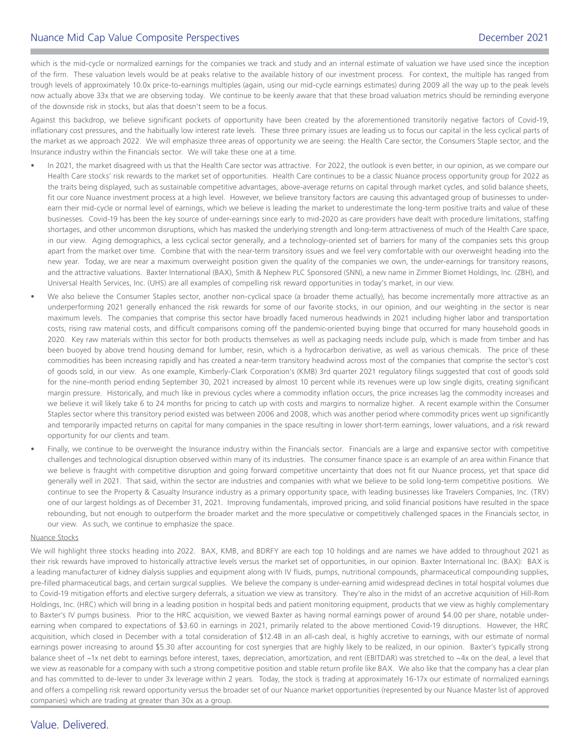which is the mid-cycle or normalized earnings for the companies we track and study and an internal estimate of valuation we have used since the inception of the firm. These valuation levels would be at peaks relative to the available history of our investment process. For context, the multiple has ranged from trough levels of approximately 10.0x price-to-earnings multiples (again, using our mid-cycle earnings estimates) during 2009 all the way up to the peak levels now actually above 33x that we are observing today. We continue to be keenly aware that that these broad valuation metrics should be reminding everyone of the downside risk in stocks, but alas that doesn't seem to be a focus.

Against this backdrop, we believe significant pockets of opportunity have been created by the aforementioned transitorily negative factors of Covid-19, inflationary cost pressures, and the habitually low interest rate levels. These three primary issues are leading us to focus our capital in the less cyclical parts of the market as we approach 2022. We will emphasize three areas of opportunity we are seeing: the Health Care sector, the Consumers Staple sector, and the Insurance industry within the Financials sector. We will take these one at a time.

- In 2021, the market disagreed with us that the Health Care sector was attractive. For 2022, the outlook is even better, in our opinion, as we compare our Health Care stocks' risk rewards to the market set of opportunities. Health Care continues to be a classic Nuance process opportunity group for 2022 as the traits being displayed, such as sustainable competitive advantages, above-average returns on capital through market cycles, and solid balance sheets, fit our core Nuance investment process at a high level. However, we believe transitory factors are causing this advantaged group of businesses to under-earn their mid-cycle or normal level of earnings, which we believe is leading the market to underestimate the long-term positive traits and value of these businesses. Covid-19 has been the key source of under-earnings since early to mid-2020 as care providers have dealt with procedure limitations, staffing shortages, and other uncommon disruptions, which has masked the underlying strength and long-term attractiveness of much of the Health Care space, in our view. Aging demographics, a less cyclical sector generally, and a technology-oriented set of barriers for many of the companies sets this group apart from the market over time. Combine that with the near-term transitory issues and we feel very comfortable with our overweight heading into the new year. Today, we are near a maximum overweight position given the quality of the companies we own, the under-earnings for transitory reasons, and the attractive valuations. Baxter International (BAX), Smith & Nephew PLC Sponsored (SNN), a new name in Zimmer Biomet Holdings, Inc. (ZBH), and Universal Health Services, Inc. (UHS) are all examples of compelling risk reward opportunities in today's market, in our view.
- We also believe the Consumer Staples sector, another non-cyclical space (a broader theme actually), has become incrementally more attractive as an underperforming 2021 generally enhanced the risk rewards for some of our favorite stocks, in our opinion, and our weighting in the sector is near maximum levels. The companies that comprise this sector have broadly faced numerous headwinds in 2021 including higher labor and transportation costs, rising raw material costs, and difficult comparisons coming off the pandemic-oriented buying binge that occurred for many household goods in 2020. Key raw materials within this sector for both products themselves as well as packaging needs include pulp, which is made from timber and has been buoyed by above trend housing demand for lumber, resin, which is a hydrocarbon derivative, as well as various chemicals. The price of these commodities has been increasing rapidly and has created a near-term transitory headwind across most of the companies that comprise the sector's cost of goods sold, in our view. As one example, Kimberly-Clark Corporation's (KMB) 3rd quarter 2021 regulatory filings suggested that cost of goods sold for the nine-month period ending September 30, 2021 increased by almost 10 percent while its revenues were up low single digits, creating significant margin pressure. Historically, and much like in previous cycles where a commodity inflation occurs, the price increases lag the commodity increases and we believe it will likely take 6 to 24 months for pricing to catch up with costs and margins to normalize higher. A recent example within the Consumer Staples sector where this transitory period existed was between 2006 and 2008, which was another period where commodity prices went up significantly and temporarily impacted returns on capital for many companies in the space resulting in lower short-term earnings, lower valuations, and a risk reward opportunity for our clients and team.
- Finally, we continue to be overweight the Insurance industry within the Financials sector. Financials are a large and expansive sector with competitive challenges and technological disruption observed within many of its industries. The consumer finance space is an example of an area within Finance that we believe is fraught with competitive disruption and going forward competitive uncertainty that does not fit our Nuance process, yet that space did generally well in 2021. That said, within the sector are industries and companies with what we believe to be solid long-term competitive positions. We continue to see the Property & Casualty Insurance industry as a primary opportunity space, with leading businesses like Travelers Companies, Inc. (TRV) one of our largest holdings as of December 31, 2021. Improving fundamentals, improved pricing, and solid financial positions have resulted in the space rebounding, but not enough to outperform the broader market and the more speculative or competitively challenged spaces in the Financials sector, in our view. As such, we continue to emphasize the space.

## Nuance Stocks

We will highlight three stocks heading into 2022. BAX, KMB, and BDRFY are each top 10 holdings and are names we have added to throughout 2021 as their risk rewards have improved to historically attractive levels versus the market set of opportunities, in our opinion. Baxter International Inc. (BAX): BAX is a leading manufacturer of kidney dialysis supplies and equipment along with IV fluids, pumps, nutritional compounds, pharmaceutical compounding supplies, pre-filled pharmaceutical bags, and certain surgical supplies. We believe the company is under-earning amid widespread declines in total hospital volumes due to Covid-19 mitigation efforts and elective surgery deferrals, a situation we view as transitory. They're also in the midst of an accretive acquisition of Hill-Rom Holdings, Inc. (HRC) which will bring in a leading position in hospital beds and patient monitoring equipment, products that we view as highly complementary to Baxter's IV pumps business. Prior to the HRC acquisition, we viewed Baxter as having normal earnings power of around $4.00 per share, notable under-earning when compared to expectations of $3.60 in earnings in 2021, primarily related to the above mentioned Covid-19 disruptions. However, the HRC acquisition, which closed in December with a total consideration of $12.4B in an all-cash deal, is highly accretive to earnings, with our estimate of normal earnings power increasing to around $5.30 after accounting for cost synergies that are highly likely to be realized, in our opinion. Baxter's typically strong balance sheet of ~1x net debt to earnings before interest, taxes, depreciation, amortization, and rent (EBITDAR) was stretched to ~4x on the deal, a level that we view as reasonable for a company with such a strong competitive position and stable return profile like BAX. We also like that the company has a clear plan and has committed to de-lever to under 3x leverage within 2 years. Today, the stock is trading at approximately 16-17x our estimate of normalized earnings and offers a compelling risk reward opportunity versus the broader set of our Nuance market opportunities (represented by our Nuance Master list of approved companies) which are trading at greater than 30x as a group.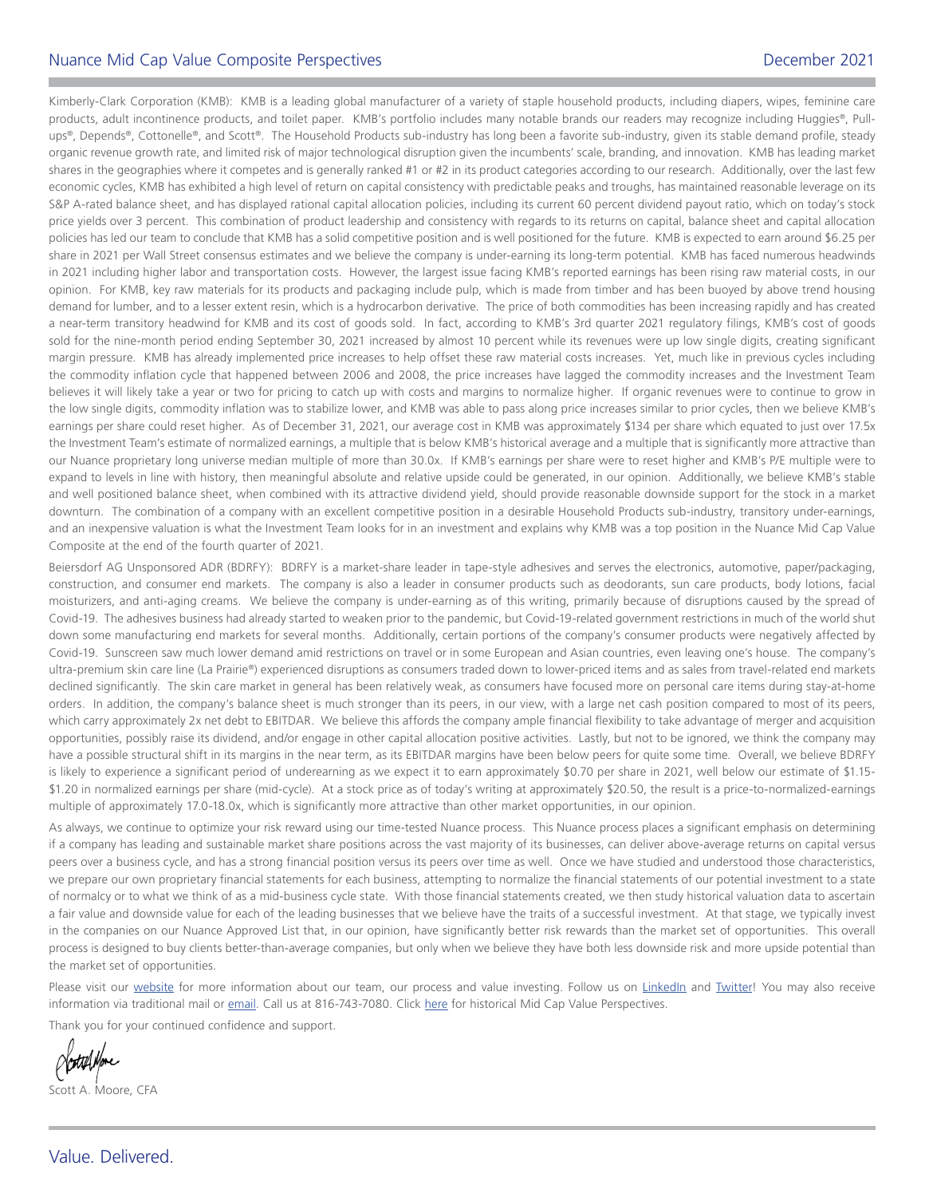Kimberly-Clark Corporation (KMB): KMB is a leading global manufacturer of a variety of staple household products, including diapers, wipes, feminine care products, adult incontinence products, and toilet paper. KMB's portfolio includes many notable brands our readers may recognize including Huggies®, Pull-ups®, Depends®, Cottonelle®, and Scott®. The Household Products sub-industry has long been a favorite sub-industry, given its stable demand profile, steady organic revenue growth rate, and limited risk of major technological disruption given the incumbents' scale, branding, and innovation. KMB has leading market shares in the geographies where it competes and is generally ranked #1 or #2 in its product categories according to our research. Additionally, over the last few economic cycles, KMB has exhibited a high level of return on capital consistency with predictable peaks and troughs, has maintained reasonable leverage on its S&P A-rated balance sheet, and has displayed rational capital allocation policies, including its current 60 percent dividend payout ratio, which on today's stock price yields over 3 percent. This combination of product leadership and consistency with regards to its returns on capital, balance sheet and capital allocation policies has led our team to conclude that KMB has a solid competitive position and is well positioned for the future. KMB is expected to earn around $6.25 per share in 2021 per Wall Street consensus estimates and we believe the company is under-earning its long-term potential. KMB has faced numerous headwinds in 2021 including higher labor and transportation costs. However, the largest issue facing KMB's reported earnings has been rising raw material costs, in our opinion. For KMB, key raw materials for its products and packaging include pulp, which is made from timber and has been buoyed by above trend housing demand for lumber, and to a lesser extent resin, which is a hydrocarbon derivative. The price of both commodities has been increasing rapidly and has created a near-term transitory headwind for KMB and its cost of goods sold. In fact, according to KMB's 3rd quarter 2021 regulatory filings, KMB's cost of goods sold for the nine-month period ending September 30, 2021 increased by almost 10 percent while its revenues were up low single digits, creating significant margin pressure. KMB has already implemented price increases to help offset these raw material costs increases. Yet, much like in previous cycles including the commodity inflation cycle that happened between 2006 and 2008, the price increases have lagged the commodity increases and the Investment Team believes it will likely take a year or two for pricing to catch up with costs and margins to normalize higher. If organic revenues were to continue to grow in the low single digits, commodity inflation was to stabilize lower, and KMB was able to pass along price increases similar to prior cycles, then we believe KMB's earnings per share could reset higher. As of December 31, 2021, our average cost in KMB was approximately $134 per share which equated to just over 17.5x the Investment Team's estimate of normalized earnings, a multiple that is below KMB's historical average and a multiple that is significantly more attractive than our Nuance proprietary long universe median multiple of more than 30.0x. If KMB's earnings per share were to reset higher and KMB's P/E multiple were to expand to levels in line with history, then meaningful absolute and relative upside could be generated, in our opinion. Additionally, we believe KMB's stable and well positioned balance sheet, when combined with its attractive dividend yield, should provide reasonable downside support for the stock in a market downturn. The combination of a company with an excellent competitive position in a desirable Household Products sub-industry, transitory under-earnings, and an inexpensive valuation is what the Investment Team looks for in an investment and explains why KMB was a top position in the Nuance Mid Cap Value Composite at the end of the fourth quarter of 2021.

Beiersdorf AG Unsponsored ADR (BDRFY): BDRFY is a market-share leader in tape-style adhesives and serves the electronics, automotive, paper/packaging, construction, and consumer end markets. The company is also a leader in consumer products such as deodorants, sun care products, body lotions, facial moisturizers, and anti-aging creams. We believe the company is under-earning as of this writing, primarily because of disruptions caused by the spread of Covid-19. The adhesives business had already started to weaken prior to the pandemic, but Covid-19-related government restrictions in much of the world shut down some manufacturing end markets for several months. Additionally, certain portions of the company's consumer products were negatively affected by Covid-19. Sunscreen saw much lower demand amid restrictions on travel or in some European and Asian countries, even leaving one's house. The company's ultra-premium skin care line (La Prairie®) experienced disruptions as consumers traded down to lower-priced items and as sales from travel-related end markets declined significantly. The skin care market in general has been relatively weak, as consumers have focused more on personal care items during stay-at-home orders. In addition, the company's balance sheet is much stronger than its peers, in our view, with a large net cash position compared to most of its peers, which carry approximately 2x net debt to EBITDAR. We believe this affords the company ample financial flexibility to take advantage of merger and acquisition opportunities, possibly raise its dividend, and/or engage in other capital allocation positive activities. Lastly, but not to be ignored, we think the company may have a possible structural shift in its margins in the near term, as its EBITDAR margins have been below peers for quite some time. Overall, we believe BDRFY is likely to experience a significant period of underearning as we expect it to earn approximately $0.70 per share in 2021, well below our estimate of $1.15-$1.20 in normalized earnings per share (mid-cycle). At a stock price as of today's writing at approximately $20.50, the result is a price-to-normalized-earnings multiple of approximately 17.0-18.0x, which is significantly more attractive than other market opportunities, in our opinion.

As always, we continue to optimize your risk reward using our time-tested Nuance process. This Nuance process places a significant emphasis on determining if a company has leading and sustainable market share positions across the vast majority of its businesses, can deliver above-average returns on capital versus peers over a business cycle, and has a strong financial position versus its peers over time as well. Once we have studied and understood those characteristics, we prepare our own proprietary financial statements for each business, attempting to normalize the financial statements of our potential investment to a state of normalcy or to what we think of as a mid-business cycle state. With those financial statements created, we then study historical valuation data to ascertain a fair value and downside value for each of the leading businesses that we believe have the traits of a successful investment. At that stage, we typically invest in the companies on our Nuance Approved List that, in our opinion, have significantly better risk rewards than the market set of opportunities. This overall process is designed to buy clients better-than-average companies, but only when we believe they have both less downside risk and more upside potential than the market set of opportunities.

Please visit our website for more information about our team, our process and value investing. Follow us on LinkedIn and Twitter! You may also receive information via traditional mail or email. Call us at 816-743-7080. Click here for historical Mid Cap Value Perspectives.

Thank you for your continued confidence and support.

Scott A. Moore, CFA

Value. Delivered.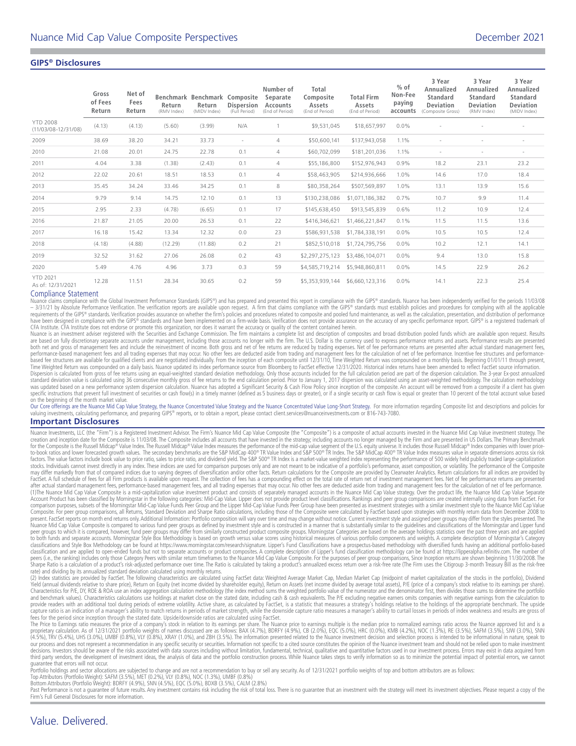## GIPS® Disclosures

| | Gross of Fees Return | Net of Fees Return | Benchmark Return (RMV Index) | Benchmark Return (MIDV Index) | Composite Dispersion (Full Period) | Number of Separate Accounts (End of Period) | Total Composite Assets (End of Period) | Total Firm Assets (End of Period) | % of Non-Fee paying accounts | 3 Year Annualized Standard Deviation (Composite Gross) | 3 Year Annualized Standard Deviation (RMV Index) | 3 Year Annualized Standard Deviation (MIDV Index) |
|---|---|---|---|---|---|---|---|---|---|---|---|---|
| YTD 2008 (11/03/08-12/31/08) | (4.13) | (4.13) | (5.60) | (3.99) | N/A | 1 | $9,531,045 | $18,657,997 | 0.0% | - | - | - |
| 2009 | 38.69 | 38.20 | 34.21 | 33.73 | - | 4 | $50,600,141 | $137,943,058 | 1.1% | - | - | - |
| 2010 | 21.08 | 20.01 | 24.75 | 22.78 | 0.1 | 4 | $60,702,099 | $181,201,036 | 1.1% | - | - | - |
| 2011 | 4.04 | 3.38 | (1.38) | (2.43) | 0.1 | 4 | $55,186,800 | $152,976,943 | 0.9% | 18.2 | 23.1 | 23.2 |
| 2012 | 22.02 | 20.61 | 18.51 | 18.53 | 0.1 | 4 | $58,463,905 | $214,936,666 | 1.0% | 14.6 | 17.0 | 18.4 |
| 2013 | 35.45 | 34.24 | 33.46 | 34.25 | 0.1 | 8 | $80,358,264 | $507,569,897 | 1.0% | 13.1 | 13.9 | 15.6 |
| 2014 | 9.79 | 9.14 | 14.75 | 12.10 | 0.1 | 13 | $130,238,086 | $1,071,186,382 | 0.7% | 10.7 | 9.9 | 11.4 |
| 2015 | 2.95 | 2.33 | (4.78) | (6.65) | 0.1 | 17 | $145,638,450 | $913,545,839 | 0.6% | 11.2 | 10.9 | 12.4 |
| 2016 | 21.87 | 21.05 | 20.00 | 26.53 | 0.1 | 22 | $416,346,621 | $1,466,221,847 | 0.1% | 11.5 | 11.5 | 13.6 |
| 2017 | 16.18 | 15.42 | 13.34 | 12.32 | 0.0 | 23 | $586,931,538 | $1,784,338,191 | 0.0% | 10.5 | 10.5 | 12.4 |
| 2018 | (4.18) | (4.88) | (12.29) | (11.88) | 0.2 | 21 | $852,510,018 | $1,724,795,756 | 0.0% | 10.2 | 12.1 | 14.1 |
| 2019 | 32.52 | 31.62 | 27.06 | 26.08 | 0.2 | 43 | $2,297,275,123 | $3,486,104,071 | 0.0% | 9.4 | 13.0 | 15.8 |
| 2020 | 5.49 | 4.76 | 4.96 | 3.73 | 0.3 | 59 | $4,585,719,214 | $5,948,860,811 | 0.0% | 14.5 | 22.9 | 26.2 |
| YTD 2021 As of: 12/31/2021 | 12.28 | 11.51 | 28.34 | 30.65 | 0.2 | 59 | $5,353,939,144 | $6,660,123,316 | 0.0% | 14.1 | 22.3 | 25.4 |

### Compliance Statement

Nuance claims compliance with the Global Investment Performance Standards (GIPS®) and has prepared and presented this report in compliance with the GIPS® standards. Nuance has been independently verified for the periods 11/03/08 – 3/31/21 by Absolute Performance Verification. The verification reports are available upon request. A firm that claims compliance with the GIPS® standards must establish policies and procedures for complying with all the applicable requirements of the GIPS® standards. Verification provides assurance on whether the firm's policies and procedures related to composite and pooled fund maintenance, as well as the calculation, presentation, and distribution of performance have been designed in compliance with the GIPS® standards and have been implemented on a firm-wide basis. Verification does not provide assurance on the accuracy of any specific performance report. GIPS® is a registered trademark of CFA Institute. CFA Institute does not endorse or promote this organization, nor does it warrant the accuracy or quality of the content contained herein.

Nuance is an investment adviser registered with the Securities and Exchange Commission. The firm maintains a complete list and description of composites and broad distribution pooled funds which are available upon request. Results are based on fully discretionary separate accounts under management, including those accounts no longer with the firm. The U.S. Dollar is the currency used to express performance returns and assets. Performance results are presented both net and gross of management fees and include the reinvestment of income. Both gross and net of fee returns are reduced by trading expenses. Net of fee performance returns are presented after actual standard management fees, performance-based management fees and all trading expenses that may occur. No other fees are deducted aside from trading and management fees for the calculation of net of fee performance. Incentive fee structures and performance-based fee structures are available for qualified clients and are negotiated individually. From the inception of each composite until 12/31/10, Time Weighted Return was compounded on a monthly basis. Beginning 01/01/11 through present, Time Weighted Return was compounded on a daily basis. Nuance updated its index performance source from Bloomberg to FactSet effective 12/31/2020. Historical index returns have been amended to reflect FactSet source information. Dispersion is calculated from gross of fee returns using an equal-weighted standard deviation methodology. Only those accounts included for the full calculation period are part of the dispersion calculation. The 3-year Ex-post annualized standard deviation value is calculated using 36 consecutive monthly gross of fee returns to the end calculation period. Prior to January 1, 2017 dispersion was calculated using an asset-weighted methodology. The calculation methodology was updated based on a new performance system dispersion calculation. Nuance has adopted a Significant Security & Cash Flow Policy since inception of the composite. An account will be removed from a composite if a client has given specific instructions that prevent full investment of securities or cash flow(s) in a timely manner (defined as 5 business days or greater), or if a single security or cash flow is equal or greater than 10 percent of the total account value based on the beginning of the month market value.

Our Core offerings are the Nuance Mid Cap Value Strategy, the Nuance Concentrated Value Strategy and the Nuance Concentrated Value Long-Short Strategy. For more information regarding Composite list and descriptions and policies for valuing investments, calculating performance, and preparing GIPS® reports, or to obtain a report, please contact client.services@nuanceinvestments.com or 816-743-7080.

## Important Disclosures

Nuance Investments, LLC (the "Firm") is a Registered Investment Advisor. The Firm's Nuance Mid Cap Value Composite (the "Composite") is a composite of actual accounts invested in the Nuance Mid Cap Value investment strategy. The creation and inception date for the Composite is 11/03/08. The Composite includes all accounts that have invested in the strategy; including accounts no longer managed by the Firm and are presented in US Dollars. The Primary Benchmark for the Composite is the Russell Midcap® Value Index. The Russell Midcap® Value Index measures the performance of the mid-cap value segment of the U.S. equity universe. It includes those Russell Midcap® Index companies with lower price-to-book ratios and lower forecasted growth values. The secondary benchmarks are the S&P MidCap 400® TR Value Index and S&P 500® TR Index. The S&P MidCap 400® TR Value Index measures value in separate dimensions across six risk factors. The value factors include book value to price ratio, sales to price ratio, and dividend yield. The S&P 500® TR Index is a market-value weighted index representing the performance of 500 widely held publicly traded large-capitalization stocks. Individuals cannot invest directly in any index. These indices are used for comparison purposes only and are not meant to be indicative of a portfolio's performance, asset composition, or volatility. The performance of the Composite may differ markedly from that of compared indices due to varying degrees of diversification and/or other facts. Return calculations for the Composite are provided by Clearwater Analytics. Return calculations for all indices are provided by FactSet. A full schedule of fees for all Firm products is available upon request. The collection of fees has a compounding effect on the total rate of return net of investment management fees. Net of fee performance returns are presented after actual standard management fees, performance-based management fees, and all trading expenses that may occur. No other fees are deducted aside from trading and management fees for the calculation of net of fee performance.

(1)The Nuance Mid Cap Value Composite is a mid-capitalization value investment product and consists of separately managed accounts in the Nuance Mid Cap Value strategy. Over the product life, the Nuance Mid Cap Value Separate Account Product has been classified by Morningstar in the following categories: Mid-Cap Value. Lipper does not provide product level classifications. Rankings and peer group comparisons are created internally using data from FactSet. For comparison purposes, subsets of the Morningstar Mid-Cap Value Funds Peer Group and the Lipper Mid-Cap Value Funds Peer Group have been presented as investment strategies with a similar investment style to the Nuance Mid Cap Value Composite. For peer group comparisons, all Returns, Standard Deviation and Sharpe Ratio calculations, including those of the Composite were calculated by FactSet based upon strategies with monthly return data from December 2008 to present. FactSet reports on month end returns only. Additional Information: Portfolio composition will vary over time and may change without notice. Current investment style and assigned peer groups may differ from the styles presented. The Nuance Mid Cap Value Composite is compared to various fund peer groups as defined by investment style and is constructed in a manner that is substantially similar to the guidelines and classifications of the Morningstar and Lipper fund peer groups to which it is compared, however, fund peer groups may differ from similarly constructed product composite groups. Morningstar Categories are based on the average holdings statistics over the past three years and are applied to both funds and separate accounts. Morningstar Style Box Methodology is based on growth versus value scores using historical measures of various portfolio components and weights. A complete description of Morningstar's Category classifications and Style Box Methodology can be found at https://www.morningstar.com/research/signature. Lipper's Fund Classifications have a prospectus-based methodology with diversified funds having an additional portfolio-based classification and are applied to open-ended funds but not to separate accounts or product composites. A complete description of Lipper's fund classification methodology can be found at https://lipperalpha.refinitiv.com. The number of peers (i.e., the ranking) includes only those Category Peers with similar return timeframes to the Nuance Mid Cap Value Composite. For the purposes of peer group comparisons, Since Inception returns are shown beginning 11/30/2008. The Sharpe Ratio is a calculation of a product's risk-adjusted performance over time. The Ratio is calculated by taking a product's annualized excess return over a risk-free rate (the Firm uses the Citigroup 3-month Treasury Bill as the risk-free rate) and dividing by its annualized standard deviation calculated using monthly returns.

(2) Index statistics are provided by FactSet. The following characteristics are calculated using FactSet data: Weighted Average Market Cap, Median Market Cap (midpoint of market capitalization of the stocks in the portfolio), Dividend Yield (annual dividends relative to share price), Return on Equity (net income divided by shareholder equity), Return on Assets (net income divided by average total assets), P/E (price of a company's stock relative to its earnings per share). Characteristics for P/E, DY, ROE & ROA use an index aggregation calculation methodology (the index method sums the weighted portfolio value of the numerator and the denominator first, then divides those sums to determine the portfolio and benchmark values). Characteristics calculations use holdings at market close on the stated date, including cash & cash equivalents. The P/E excluding negative earners omits companies with negative earnings from the calculation to provide readers with an additional tool during periods of extreme volatility. Active share, as calculated by FactSet, is a statistic that measures a strategy's holdings relative to the holdings of the appropriate benchmark. The upside capture ratio is an indication of a manager's ability to match returns in periods of market strength, while the downside capture ratio measures a manager's ability to curtail losses in periods of index weakness and results are gross of fees for the period since inception through the stated date. Upside/downside ratios are calculated using FactSet.

The Price to Earnings ratio measures the price of a company's stock in relation to its earnings per share. The Nuance price to earnings multiple is the median price to normalized earnings ratio across the Nuance approved list and is a proprietary calculation. As of 12/31/2021 portfolio weights of names discussed are as follows: BAX (4.7%), BDRFY (4.9%), CB (2.0%), EQC (5.0%), HRC (0.0%), KMB (4.2%), NOC (1.3%), RE (3.5%), SAFM (3.5%), SJW (3.0%), SNN (4.5%), TRV (5.4%), UHS (3.0%), UMBF (0.8%), VLY (0.8%), XRAY (1.0%), and ZBH (3.5%). The information presented related to the Nuance investment decision and selection process is intended to be informational in nature, speak to our process and does not represent a recommendation in any specific security or securities. Information not specific to a cited source constitutes the opinion of the Nuance investment team and should not be relied upon to make investment decisions. Investors should be aware of the risks associated with data sources including without limitation, fundamental, technical, qualitative and quantitative factors used in our investment process. Errors may exist in data acquired from third party vendors, the development of investment ideas, the analysis of data and the portfolio construction process. While Nuance takes steps to verify information so as to minimize the potential impact of potential errors, we cannot guarantee that errors will not occur.

Portfolio holdings and sector allocations are subjected to change and are not a recommendation to buy or sell any security. As of 12/31/2021 portfolio weights of top and bottom attributors are as follows:

Top Attributors (Portfolio Weight): SAFM (3.5%), MET (0.2%), VLY (0.8%), NOC (1.3%), UMBF (0.8%)

Bottom Attributors (Portfolio Weight): BDRFY (4.9%), SNN (4.5%), EQC (5.0%), BDXB (3.5%), CALM (2.8%)

Past Performance is not a guarantee of future results. Any investment contains risk including the risk of total loss. There is no guarantee that an investment with the strategy will meet its investment objectives. Please request a copy of the Firm's Full General Disclosures for more information.

Value. Delivered.